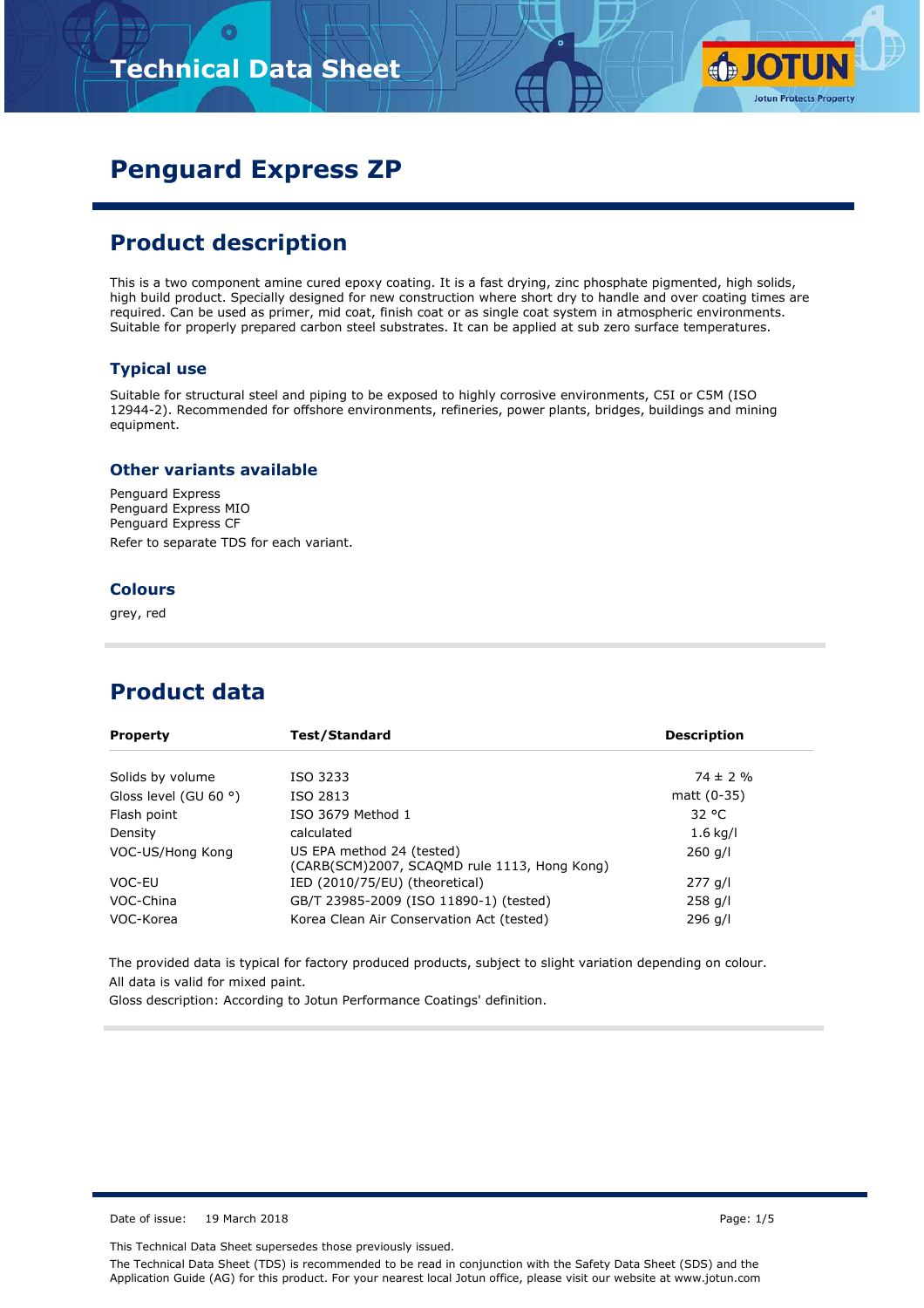Technical Data Sheet

# Penguard Express ZP

## Product description

This is a two component amine cured epoxy coating. It is a fast drying, zinc phosphate pigmented, high solids, high build product. Specially designed for new construction where short dry to handle and over coating times are required. Can be used as primer, mid coat, finish coat or as single coat system in atmospheric environments. Suitable for properly prepared carbon steel substrates. It can be applied at sub zero surface temperatures.

### Typical use

Suitable for structural steel and piping to be exposed to highly corrosive environments, C5I or C5M (ISO 12944-2). Recommended for offshore environments, refineries, power plants, bridges, buildings and mining equipment.

### Other variants available

Penguard Express
Penguard Express MIO
Penguard Express CF

Refer to separate TDS for each variant.

### Colours

grey, red

## Product data

| Property | Test/Standard | Description |
|---|---|---|
| Solids by volume | ISO 3233 | 74 ± 2 % |
| Gloss level (GU 60 °) | ISO 2813 | matt (0-35) |
| Flash point | ISO 3679 Method 1 | 32 °C |
| Density | calculated | 1.6 kg/l |
| VOC-US/Hong Kong | US EPA method 24 (tested) (CARB(SCM)2007, SCAQMD rule 1113, Hong Kong) | 260 g/l |
| VOC-EU | IED (2010/75/EU) (theoretical) | 277 g/l |
| VOC-China | GB/T 23985-2009 (ISO 11890-1) (tested) | 258 g/l |
| VOC-Korea | Korea Clean Air Conservation Act (tested) | 296 g/l |

The provided data is typical for factory produced products, subject to slight variation depending on colour.

All data is valid for mixed paint.

Gloss description: According to Jotun Performance Coatings' definition.

Date of issue: 19 March 2018

This Technical Data Sheet supersedes those previously issued.

The Technical Data Sheet (TDS) is recommended to be read in conjunction with the Safety Data Sheet (SDS) and the Application Guide (AG) for this product. For your nearest local Jotun office, please visit our website at www.jotun.com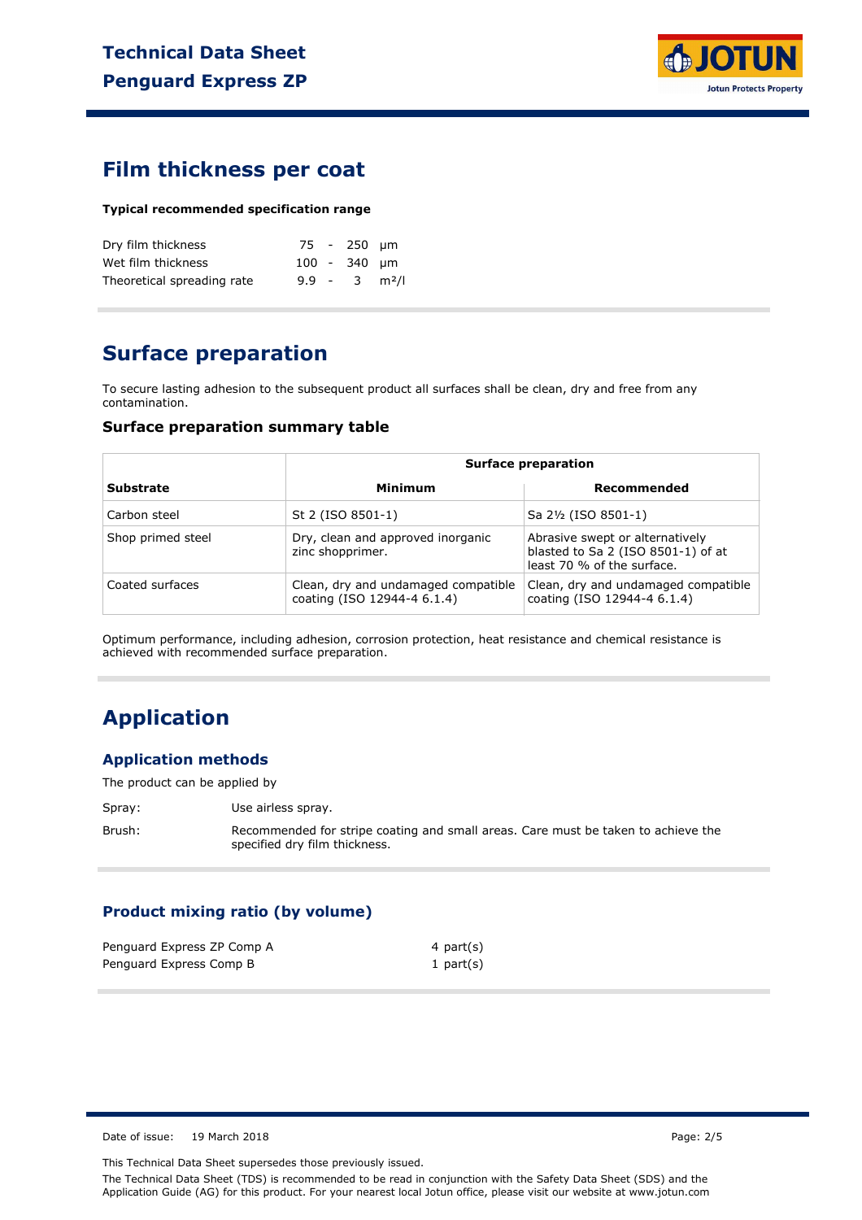## Film thickness per coat

**Typical recommended specification range**

| | | |
|---|---|---|
| Dry film thickness | 75 - 250 | µm |
| Wet film thickness | 100 - 340 | µm |
| Theoretical spreading rate | 9.9 - 3 | $m^2/l$ |

## Surface preparation

To secure lasting adhesion to the subsequent product all surfaces shall be clean, dry and free from any contamination.

### Surface preparation summary table

| | Surface preparation | |
|---|---|---|
| **Substrate** | **Minimum** | **Recommended** |
| Carbon steel | St 2 (ISO 8501-1) | Sa 2½ (ISO 8501-1) |
| Shop primed steel | Dry, clean and approved inorganic zinc shopprimer. | Abrasive swept or alternatively blasted to Sa 2 (ISO 8501-1) of at least 70 % of the surface. |
| Coated surfaces | Clean, dry and undamaged compatible coating (ISO 12944-4 6.1.4) | Clean, dry and undamaged compatible coating (ISO 12944-4 6.1.4) |

Optimum performance, including adhesion, corrosion protection, heat resistance and chemical resistance is achieved with recommended surface preparation.

## Application

### Application methods

The product can be applied by

Spray: Use airless spray.

Brush: Recommended for stripe coating and small areas. Care must be taken to achieve the specified dry film thickness.

### Product mixing ratio (by volume)

| | |
|---|---|
| Penguard Express ZP Comp A | 4 part(s) |
| Penguard Express Comp B | 1 part(s) |

Date of issue: 19 March 2018

This Technical Data Sheet supersedes those previously issued.

The Technical Data Sheet (TDS) is recommended to be read in conjunction with the Safety Data Sheet (SDS) and the Application Guide (AG) for this product. For your nearest local Jotun office, please visit our website at www.jotun.com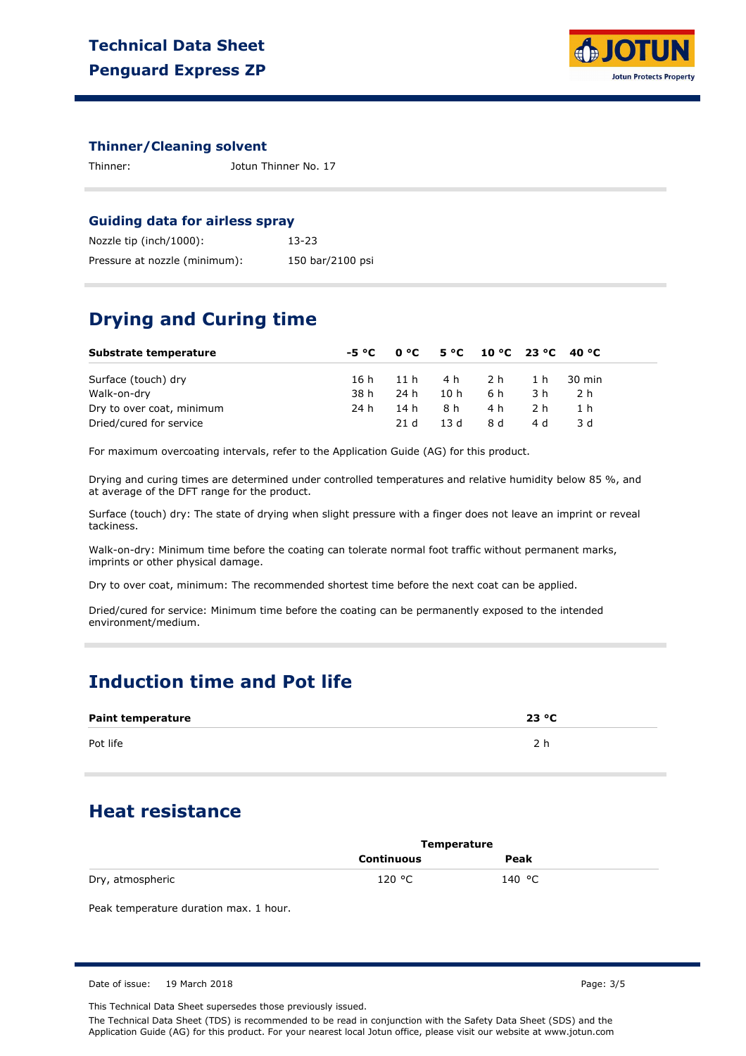### Thinner/Cleaning solvent

| | |
|---|---|
| Thinner: | Jotun Thinner No. 17 |

### Guiding data for airless spray

| | |
|---|---|
| Nozzle tip (inch/1000): | 13-23 |
| Pressure at nozzle (minimum): | 150 bar/2100 psi |

## Drying and Curing time

| Substrate temperature | -5 °C | 0 °C | 5 °C | 10 °C | 23 °C | 40 °C |
|---|---|---|---|---|---|---|
| Surface (touch) dry | 16 h | 11 h | 4 h | 2 h | 1 h | 30 min |
| Walk-on-dry | 38 h | 24 h | 10 h | 6 h | 3 h | 2 h |
| Dry to over coat, minimum | 24 h | 14 h | 8 h | 4 h | 2 h | 1 h |
| Dried/cured for service | | 21 d | 13 d | 8 d | 4 d | 3 d |

For maximum overcoating intervals, refer to the Application Guide (AG) for this product.

Drying and curing times are determined under controlled temperatures and relative humidity below 85 %, and at average of the DFT range for the product.

Surface (touch) dry: The state of drying when slight pressure with a finger does not leave an imprint or reveal tackiness.

Walk-on-dry: Minimum time before the coating can tolerate normal foot traffic without permanent marks, imprints or other physical damage.

Dry to over coat, minimum: The recommended shortest time before the next coat can be applied.

Dried/cured for service: Minimum time before the coating can be permanently exposed to the intended environment/medium.

## Induction time and Pot life

| Paint temperature | 23 °C |
|---|---|
| Pot life | 2 h |

## Heat resistance

| | Temperature | |
|---|---|---|
| | **Continuous** | **Peak** |
| Dry, atmospheric | 120 °C | 140 °C |

Peak temperature duration max. 1 hour.

Date of issue: 19 March 2018

This Technical Data Sheet supersedes those previously issued.

The Technical Data Sheet (TDS) is recommended to be read in conjunction with the Safety Data Sheet (SDS) and the Application Guide (AG) for this product. For your nearest local Jotun office, please visit our website at www.jotun.com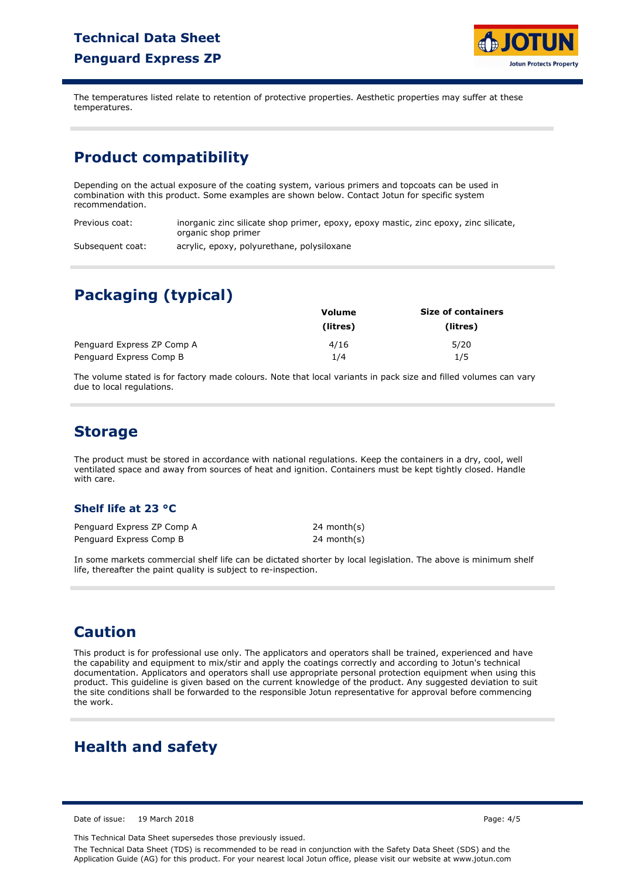The temperatures listed relate to retention of protective properties. Aesthetic properties may suffer at these temperatures.

## Product compatibility

Depending on the actual exposure of the coating system, various primers and topcoats can be used in combination with this product. Some examples are shown below. Contact Jotun for specific system recommendation.

| | |
|---|---|
| Previous coat: | inorganic zinc silicate shop primer, epoxy, epoxy mastic, zinc epoxy, zinc silicate, organic shop primer |
| Subsequent coat: | acrylic, epoxy, polyurethane, polysiloxane |

## Packaging (typical)

| | Volume (litres) | Size of containers (litres) |
|---|---|---|
| Penguard Express ZP Comp A | 4/16 | 5/20 |
| Penguard Express Comp B | 1/4 | 1/5 |

The volume stated is for factory made colours. Note that local variants in pack size and filled volumes can vary due to local regulations.

## Storage

The product must be stored in accordance with national regulations. Keep the containers in a dry, cool, well ventilated space and away from sources of heat and ignition. Containers must be kept tightly closed. Handle with care.

### Shelf life at 23 °C

| | |
|---|---|
| Penguard Express ZP Comp A | 24 month(s) |
| Penguard Express Comp B | 24 month(s) |

In some markets commercial shelf life can be dictated shorter by local legislation. The above is minimum shelf life, thereafter the paint quality is subject to re-inspection.

## Caution

This product is for professional use only. The applicators and operators shall be trained, experienced and have the capability and equipment to mix/stir and apply the coatings correctly and according to Jotun's technical documentation. Applicators and operators shall use appropriate personal protection equipment when using this product. This guideline is given based on the current knowledge of the product. Any suggested deviation to suit the site conditions shall be forwarded to the responsible Jotun representative for approval before commencing the work.

## Health and safety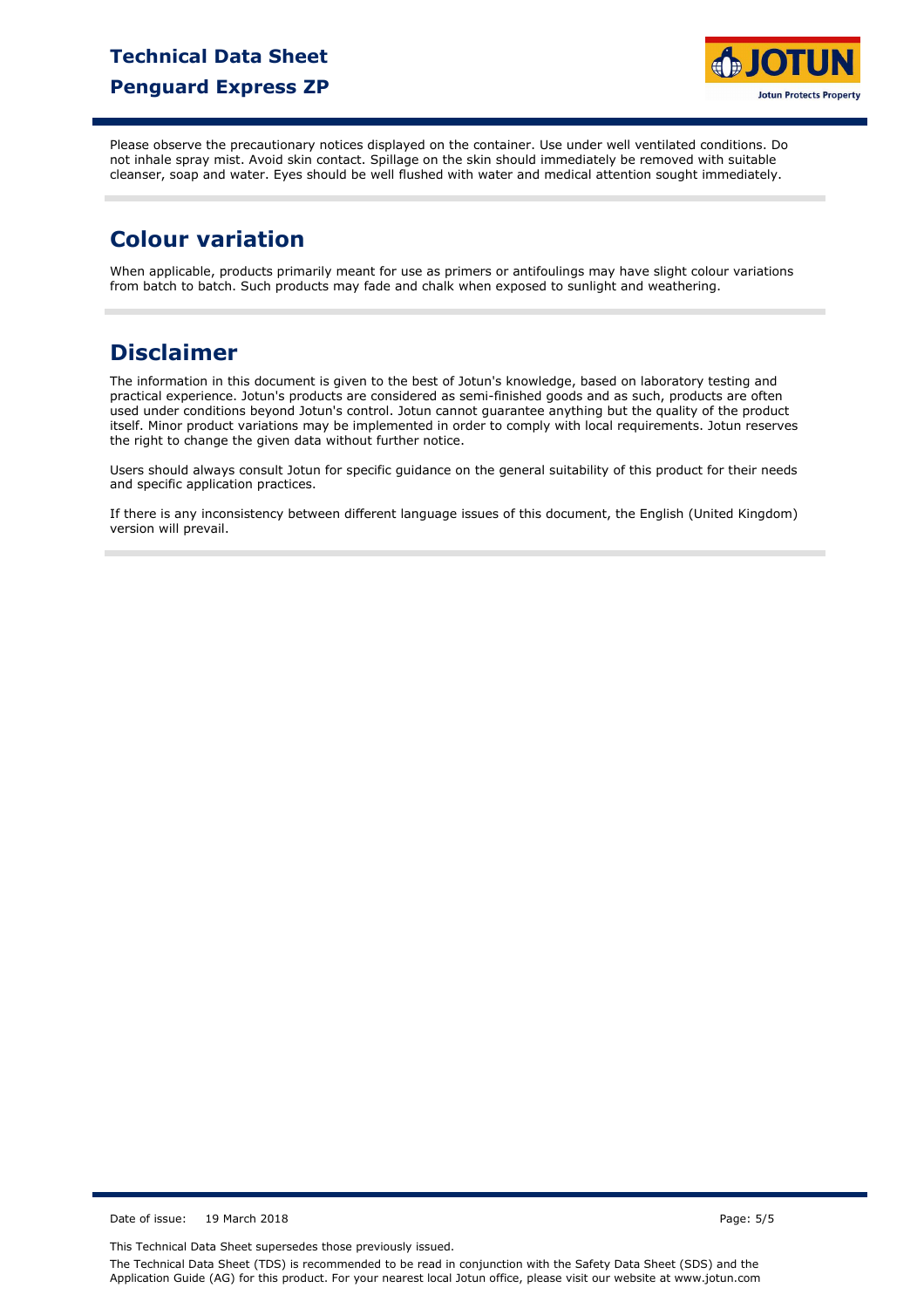Please observe the precautionary notices displayed on the container. Use under well ventilated conditions. Do not inhale spray mist. Avoid skin contact. Spillage on the skin should immediately be removed with suitable cleanser, soap and water. Eyes should be well flushed with water and medical attention sought immediately.

## Colour variation

When applicable, products primarily meant for use as primers or antifoulings may have slight colour variations from batch to batch. Such products may fade and chalk when exposed to sunlight and weathering.

## Disclaimer

The information in this document is given to the best of Jotun's knowledge, based on laboratory testing and practical experience. Jotun's products are considered as semi-finished goods and as such, products are often used under conditions beyond Jotun's control. Jotun cannot guarantee anything but the quality of the product itself. Minor product variations may be implemented in order to comply with local requirements. Jotun reserves the right to change the given data without further notice.

Users should always consult Jotun for specific guidance on the general suitability of this product for their needs and specific application practices.

If there is any inconsistency between different language issues of this document, the English (United Kingdom) version will prevail.